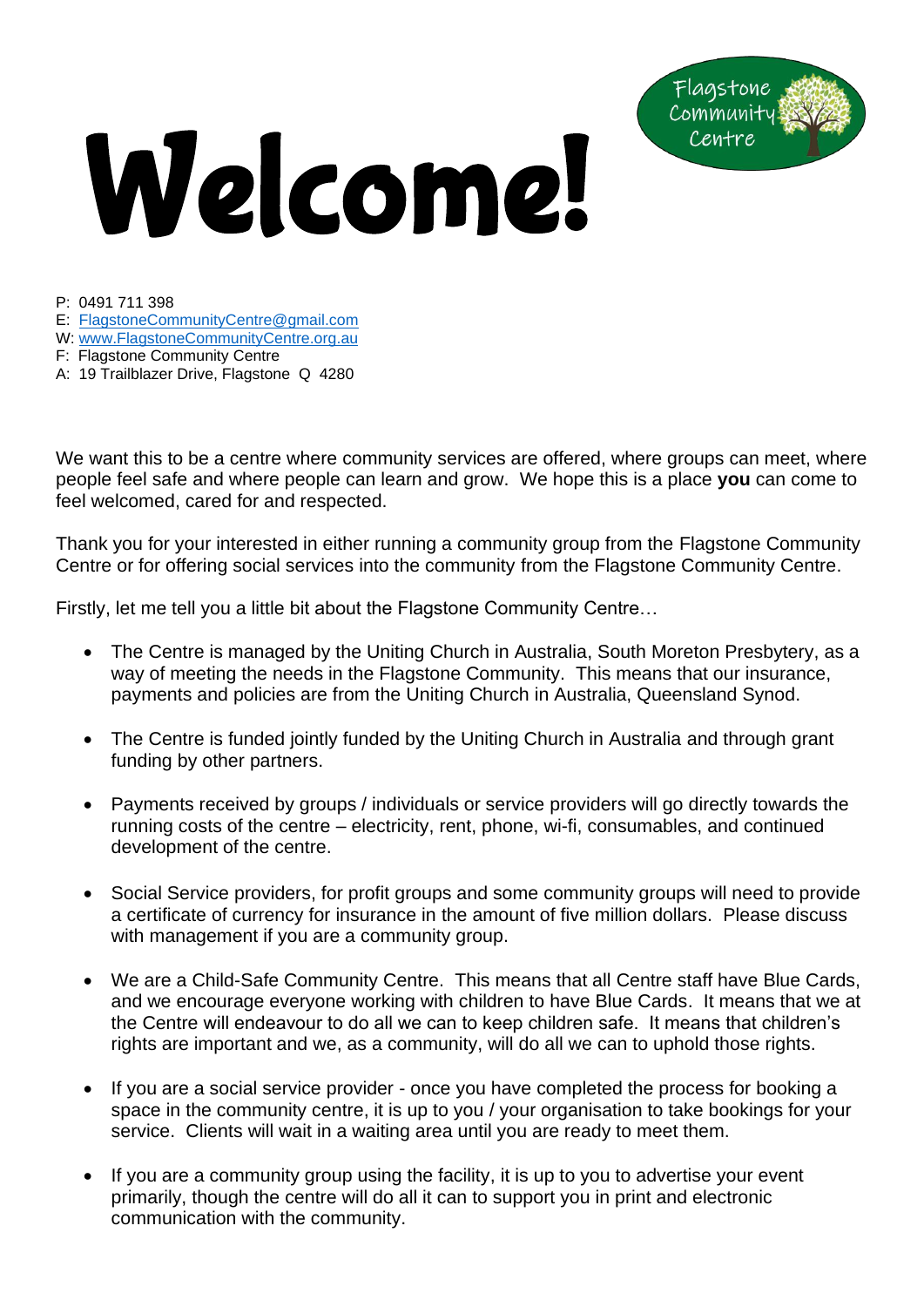# Welcome!

Flagstone Community Centre

P: 0491 711 398
E: FlagstoneCommunityCentre@gmail.com
W: www.FlagstoneCommunityCentre.org.au
F: Flagstone Community Centre
A: 19 Trailblazer Drive, Flagstone Q 4280

We want this to be a centre where community services are offered, where groups can meet, where people feel safe and where people can learn and grow. We hope this is a place **you** can come to feel welcomed, cared for and respected.

Thank you for your interested in either running a community group from the Flagstone Community Centre or for offering social services into the community from the Flagstone Community Centre.

Firstly, let me tell you a little bit about the Flagstone Community Centre…

- The Centre is managed by the Uniting Church in Australia, South Moreton Presbytery, as a way of meeting the needs in the Flagstone Community. This means that our insurance, payments and policies are from the Uniting Church in Australia, Queensland Synod.
- The Centre is funded jointly funded by the Uniting Church in Australia and through grant funding by other partners.
- Payments received by groups / individuals or service providers will go directly towards the running costs of the centre – electricity, rent, phone, wi-fi, consumables, and continued development of the centre.
- Social Service providers, for profit groups and some community groups will need to provide a certificate of currency for insurance in the amount of five million dollars. Please discuss with management if you are a community group.
- We are a Child-Safe Community Centre. This means that all Centre staff have Blue Cards, and we encourage everyone working with children to have Blue Cards. It means that we at the Centre will endeavour to do all we can to keep children safe. It means that children's rights are important and we, as a community, will do all we can to uphold those rights.
- If you are a social service provider - once you have completed the process for booking a space in the community centre, it is up to you / your organisation to take bookings for your service. Clients will wait in a waiting area until you are ready to meet them.
- If you are a community group using the facility, it is up to you to advertise your event primarily, though the centre will do all it can to support you in print and electronic communication with the community.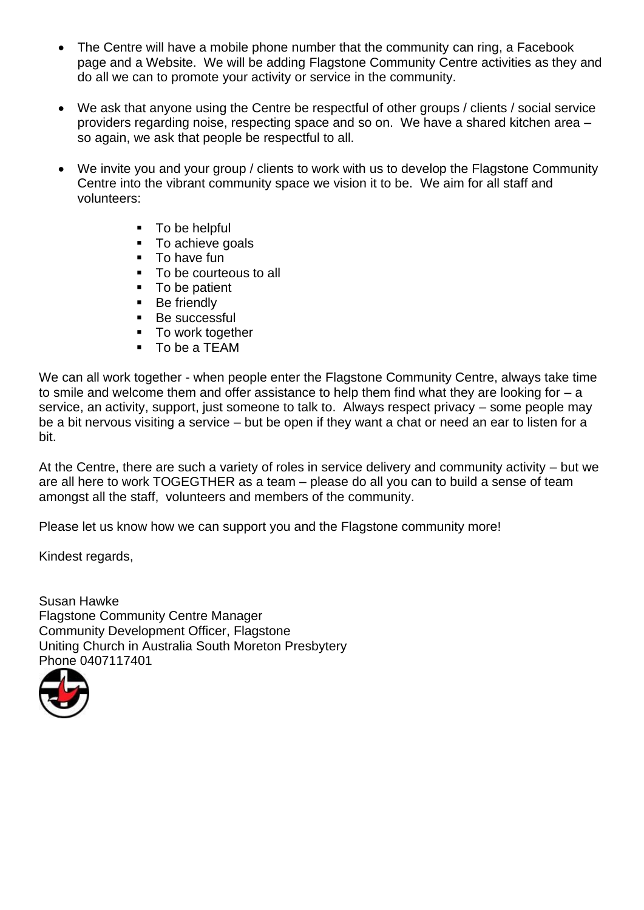- The Centre will have a mobile phone number that the community can ring, a Facebook page and a Website. We will be adding Flagstone Community Centre activities as they and do all we can to promote your activity or service in the community.

- We ask that anyone using the Centre be respectful of other groups / clients / social service providers regarding noise, respecting space and so on. We have a shared kitchen area – so again, we ask that people be respectful to all.

- We invite you and your group / clients to work with us to develop the Flagstone Community Centre into the vibrant community space we vision it to be. We aim for all staff and volunteers:

  - To be helpful
  - To achieve goals
  - To have fun
  - To be courteous to all
  - To be patient
  - Be friendly
  - Be successful
  - To work together
  - To be a TEAM

We can all work together - when people enter the Flagstone Community Centre, always take time to smile and welcome them and offer assistance to help them find what they are looking for – a service, an activity, support, just someone to talk to. Always respect privacy – some people may be a bit nervous visiting a service – but be open if they want a chat or need an ear to listen for a bit.

At the Centre, there are such a variety of roles in service delivery and community activity – but we are all here to work TOGEGTHER as a team – please do all you can to build a sense of team amongst all the staff, volunteers and members of the community.

Please let us know how we can support you and the Flagstone community more!

Kindest regards,

Susan Hawke
Flagstone Community Centre Manager
Community Development Officer, Flagstone
Uniting Church in Australia South Moreton Presbytery
Phone 0407117401